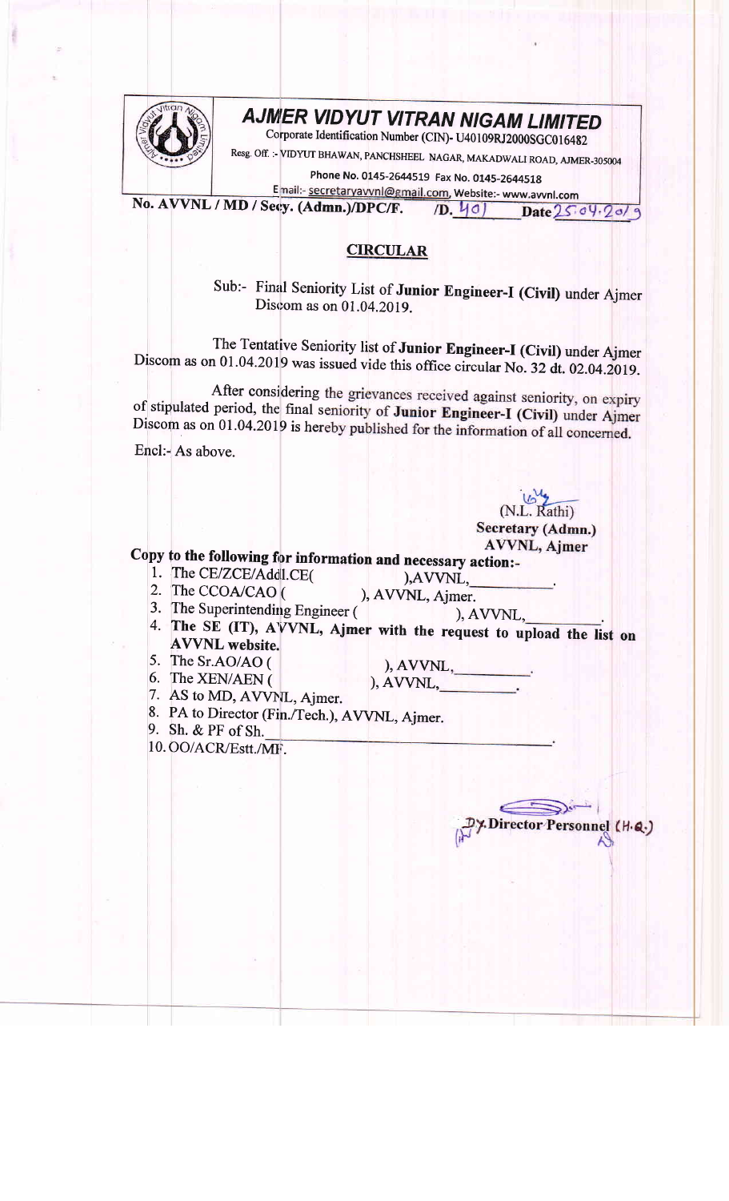# AJMER VIDYUT VITRAN NIGAM LIMITED

Corporate Identification Number (CIN)- U40109RJ2000SGC016482

Resg. Off. :- VIDYUT BHAWAN, PANCHSHEEL NAGAR, MAKADWALI ROAD, AJMER-305004

Phone No. 0145-2644519 Fax No. 0145-2644518

Email:- secretaryavvnl@gmail.com, Website:- www.avvnl.com

**No. AVVNL / MD / Secy. (Admn.)/DPC/F. /D. 401 Date 25.04.2019**

## CIRCULAR

Sub:- Final Seniority List of **Junior Engineer-I (Civil)** under Ajmer Discom as on 01.04.2019.

The Tentative Seniority list of **Junior Engineer-I (Civil)** under Ajmer Discom as on 01.04.2019 was issued vide this office circular No. 32 dt. 02.04.2019.

After considering the grievances received against seniority, on expiry of stipulated period, the final seniority of **Junior Engineer-I (Civil)** under Ajmer Discom as on 01.04.2019 is hereby published for the information of all concerned.

Encl:- As above.

(N.L. Rathi)
**Secretary (Admn.)**
**AVVNL, Ajmer**

**Copy to the following for information and necessary action:-**

1. The CE/ZCE/Addl.CE( ),AVVNL,\_\_\_\_\_\_\_\_\_.
2. The CCOA/CAO ( ), AVVNL, Ajmer.
3. The Superintending Engineer ( ), AVVNL,\_\_\_\_\_\_\_\_\_.
4. **The SE (IT), AVVNL, Ajmer with the request to upload the list on AVVNL website.**
5. The Sr.AO/AO ( ), AVVNL,\_\_\_\_\_\_\_\_\_.
6. The XEN/AEN ( ), AVVNL,\_\_\_\_\_\_\_\_\_.
7. AS to MD, AVVNL, Ajmer.
8. PA to Director (Fin./Tech.), AVVNL, Ajmer.
9. Sh. & PF of Sh.\_\_\_\_\_\_\_\_\_\_\_\_\_\_\_\_\_\_\_\_\_\_\_\_\_\_\_\_\_\_\_\_\_.
10. OO/ACR/Estt./MF.

**Dy. Director Personnel (H.Q.)**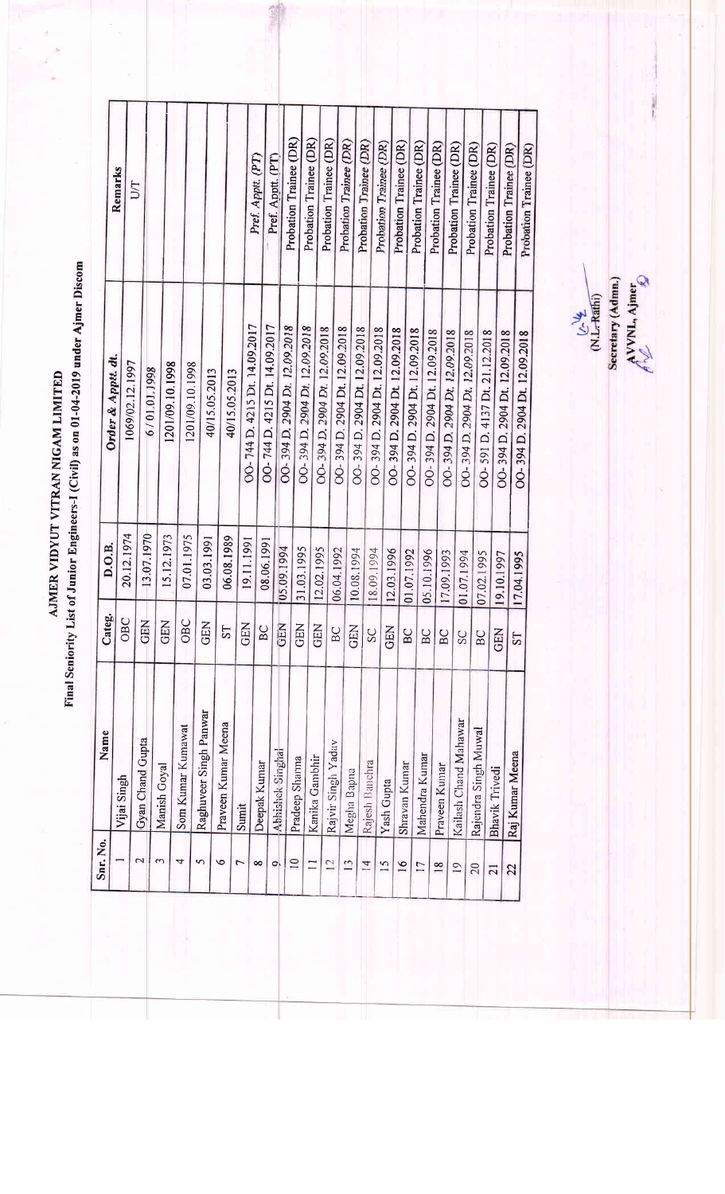# AJMER VIDYUT VITRAN NIGAM LIMITED

## Final Seniority List of Junior Engineers-I (Civil) as on 01-04-2019 under Ajmer Discom

| Snr. No. | Name | Categ. | D.O.B. | Order & Appt. dt. | Remarks |
|---|---|---|---|---|---|
| 1 | Vijai Singh | OBC | 20.12.1974 | 1069/02.12.1997 | U/T |
| 2 | Gyan Chand Gupta | GEN | 13.07.1970 | 6 / 01.01.1998 | |
| 3 | Manish Goyal | GEN | 15.12.1973 | 1201/09.10.1998 | |
| 4 | Som Kumar Kumawat | OBC | 07.01.1975 | 1201/09.10.1998 | |
| 5 | Raghuveer Singh Panwar | GEN | 03.03.1991 | 40/15.05.2013 | |
| 6 | Praveen Kumar Meena | ST | 06.08.1989 | 40/15.05.2013 | |
| 7 | Sumit | GEN | 19.11.1991 | OO- 744 D. 4215 Dt. 14.09.2017 | Pref. Appt. (PT) |
| 8 | Deepak Kumar | BC | 08.06.1991 | OO- 744 D. 4215 Dt. 14.09.2017 | Pref. Appt. (PT) |
| 9 | Abhishek Singhal | GEN | 05.09.1994 | OO- 394 D. 2904 Dt. 12.09.2018 | Probation Trainee (DR) |
| 10 | Pradeep Sharma | GEN | 31.03.1995 | OO- 394 D. 2904 Dt. 12.09.2018 | Probation Trainee (DR) |
| 11 | Kanika Gambhir | GEN | 12.02.1995 | OO- 394 D. 2904 Dt. 12.09.2018 | Probation Trainee (DR) |
| 12 | Rajvir Singh Yadav | BC | 06.04.1992 | OO- 394 D. 2904 Dt. 12.09.2018 | Probation Trainee (DR) |
| 13 | Megha Bapna | GEN | 10.08.1994 | OO- 394 D. 2904 Dt. 12.09.2018 | Probation Trainee (DR) |
| 14 | Rajesh Banchra | SC | 18.09.1994 | OO- 394 D. 2904 Dt. 12.09.2018 | Probation Trainee (DR) |
| 15 | Yash Gupta | GEN | 12.03.1996 | OO- 394 D. 2904 Dt. 12.09.2018 | Probation Trainee (DR) |
| 16 | Shravan Kumar | BC | 01.07.1992 | OO- 394 D. 2904 Dt. 12.09.2018 | Probation Trainee (DR) |
| 17 | Mahendra Kumar | BC | 05.10.1996 | OO- 394 D. 2904 Dt. 12.09.2018 | Probation Trainee (DR) |
| 18 | Praveen Kumar | BC | 17.09.1993 | OO- 394 D. 2904 Dt. 12.09.2018 | Probation Trainee (DR) |
| 19 | Kailash Chand Mahawar | SC | 01.07.1994 | OO- 394 D. 2904 Dt. 12.09.2018 | Probation Trainee (DR) |
| 20 | Rajendra Singh Muwal | BC | 07.02.1995 | OO- 591 D. 4137 Dt. 21.12.2018 | Probation Trainee (DR) |
| 21 | Bhavik Trivedi | GEN | 19.10.1997 | OO- 394 D. 2904 Dt. 12.09.2018 | Probation Trainee (DR) |
| 22 | Raj Kumar Meena | ST | 17.04.1995 | OO- 394 D. 2904 Dt. 12.09.2018 | Probation Trainee (DR) |

(N.L. Rathi)
Secretary (Admn.)
AVVNL, Ajmer